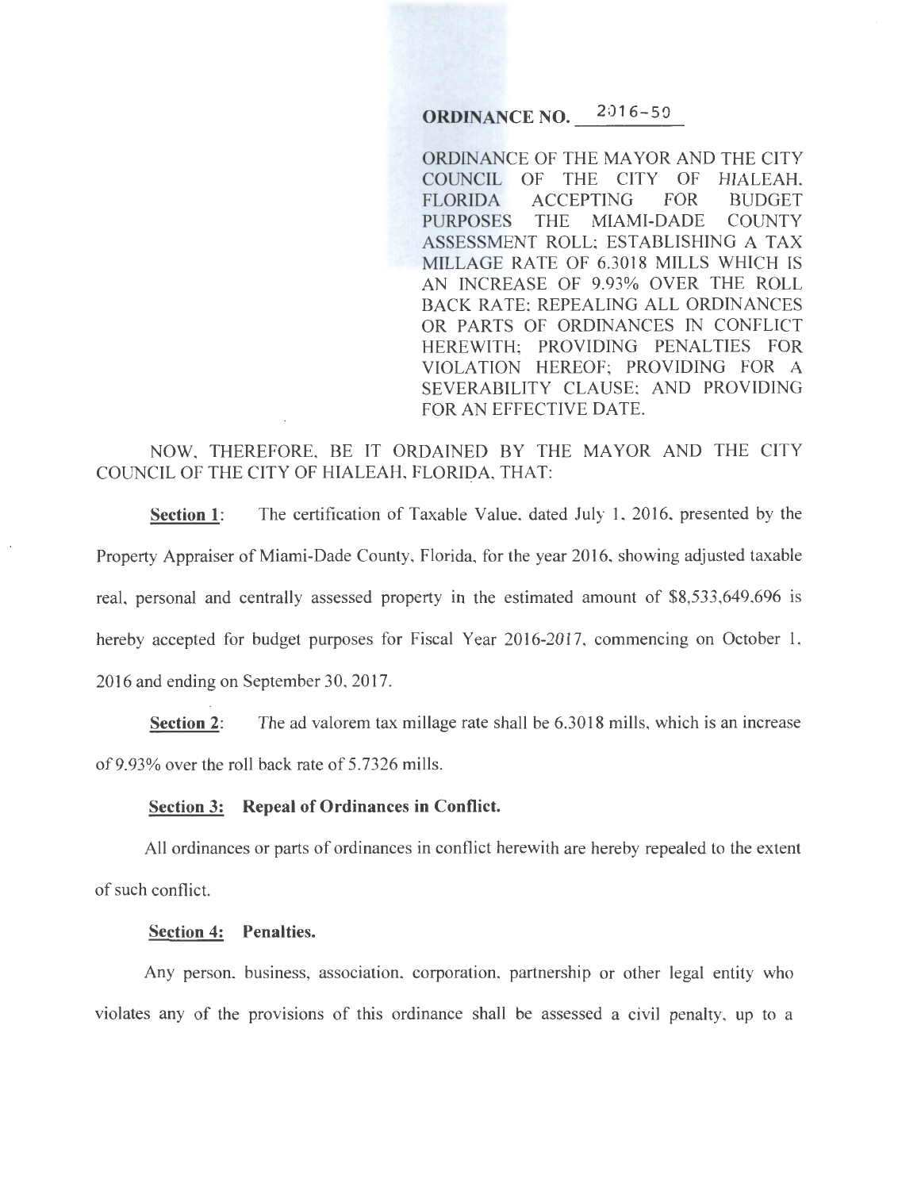**ORDINANCE NO. 2016-50**

ORDINANCE OF THE MAYOR AND THE CITY COUNCIL OF THE CITY OF HIALEAH, FLORIDA ACCEPTING FOR BUDGET PURPOSES THE MIAMI-DADE COUNTY ASSESSMENT ROLL; ESTABLISHING A TAX MILLAGE RATE OF 6.3018 MILLS WHICH IS AN INCREASE OF 9.93% OVER THE ROLL BACK RATE; REPEALING ALL ORDINANCES OR PARTS OF ORDINANCES IN CONFLICT HEREWITH; PROVIDING PENALTIES FOR VIOLATION HEREOF; PROVIDING FOR A SEVERABILITY CLAUSE; AND PROVIDING FOR AN EFFECTIVE DATE.

NOW, THEREFORE, BE IT ORDAINED BY THE MAYOR AND THE CITY COUNCIL OF THE CITY OF HIALEAH, FLORIDA, THAT:

**Section 1**: The certification of Taxable Value, dated July 1, 2016, presented by the Property Appraiser of Miami-Dade County, Florida, for the year 2016, showing adjusted taxable real, personal and centrally assessed property in the estimated amount of $8,533,649,696 is hereby accepted for budget purposes for Fiscal Year 2016-2017, commencing on October 1, 2016 and ending on September 30, 2017.

**Section 2**: The ad valorem tax millage rate shall be 6.3018 mills, which is an increase of 9.93% over the roll back rate of 5.7326 mills.

**Section 3: Repeal of Ordinances in Conflict.**

All ordinances or parts of ordinances in conflict herewith are hereby repealed to the extent of such conflict.

**Section 4: Penalties.**

Any person, business, association, corporation, partnership or other legal entity who violates any of the provisions of this ordinance shall be assessed a civil penalty, up to a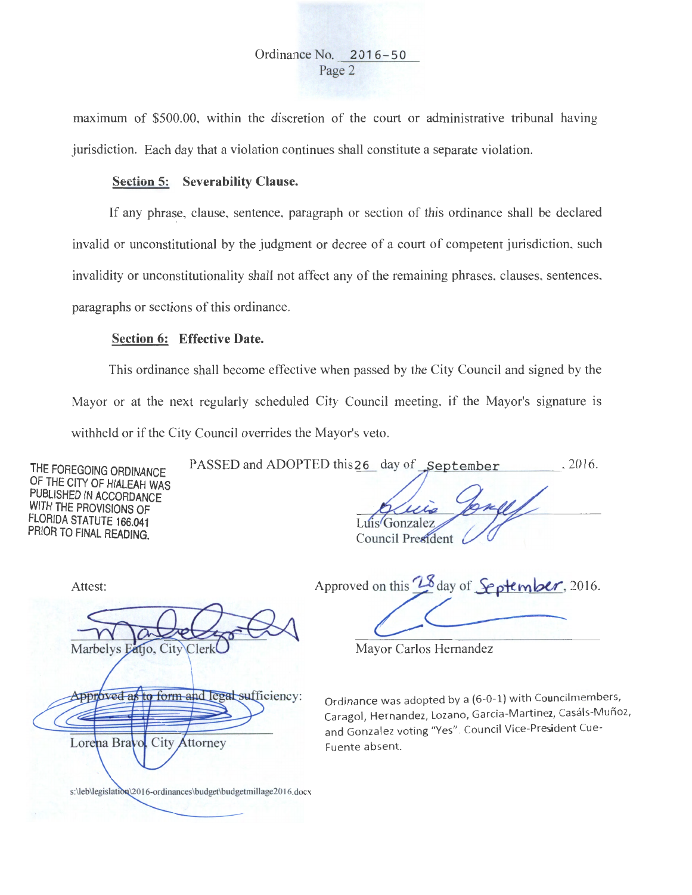Ordinance No. 2016-50

maximum of $500.00, within the discretion of the court or administrative tribunal having jurisdiction. Each day that a violation continues shall constitute a separate violation.

**Section 5: Severability Clause.**

If any phrase, clause, sentence, paragraph or section of this ordinance shall be declared invalid or unconstitutional by the judgment or decree of a court of competent jurisdiction, such invalidity or unconstitutionality shall not affect any of the remaining phrases, clauses, sentences, paragraphs or sections of this ordinance.

**Section 6: Effective Date.**

This ordinance shall become effective when passed by the City Council and signed by the Mayor or at the next regularly scheduled City Council meeting, if the Mayor's signature is withheld or if the City Council overrides the Mayor's veto.

THE FOREGOING ORDINANCE OF THE CITY OF HIALEAH WAS PUBLISHED IN ACCORDANCE WITH THE PROVISIONS OF FLORIDA STATUTE 166.041 PRIOR TO FINAL READING.

PASSED and ADOPTED this 26 day of September, 2016.

Luis Gonzalez
Council President

Attest:

Marbelys Fatjo, City Clerk

Approved on this 28 day of September, 2016.

Mayor Carlos Hernandez

Approved as to form and legal sufficiency:

Lorena Bravo, City Attorney

Ordinance was adopted by a (6-0-1) with Councilmembers, Caragol, Hernandez, Lozano, Garcia-Martinez, Casáls-Muñoz, and Gonzalez voting "Yes". Council Vice-President Cue-Fuente absent.

s:\leb\legislation\2016-ordinances\budget\budgetmillage2016.docx